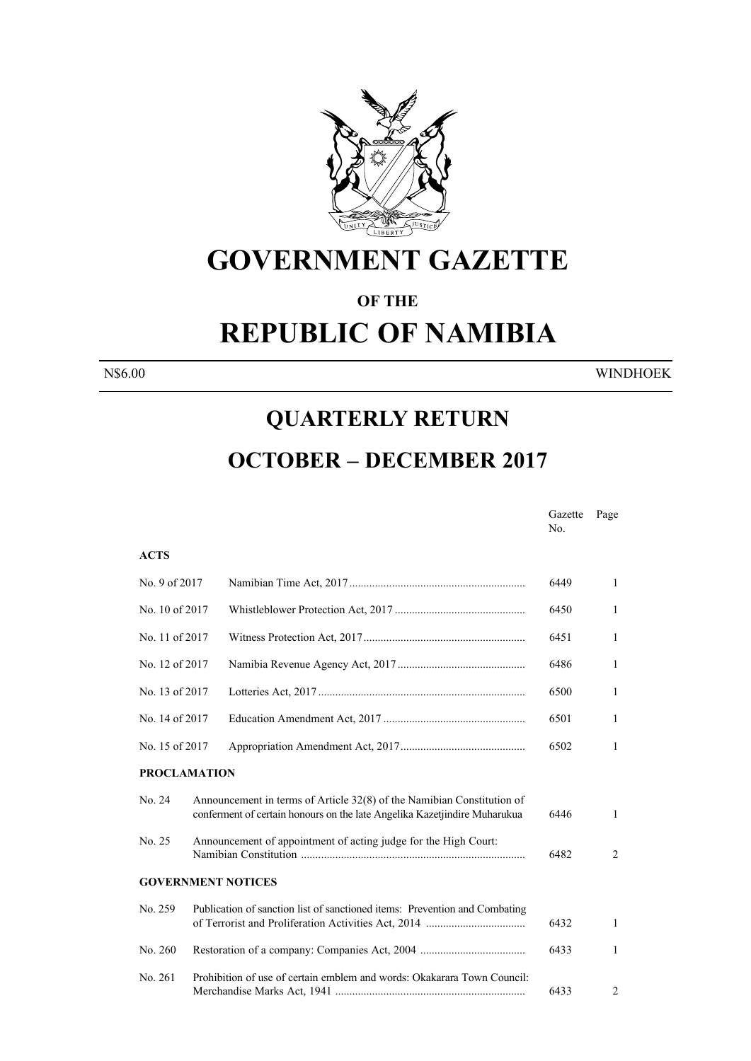# GOVERNMENT GAZETTE

## OF THE

# REPUBLIC OF NAMIBIA

N$6.00 WINDHOEK

## QUARTERLY RETURN

## OCTOBER – DECEMBER 2017

| | | Gazette No. | Page |
|---|---|---|---|
| **ACTS** | | | |
| No. 9 of 2017 | Namibian Time Act, 2017 | 6449 | 1 |
| No. 10 of 2017 | Whistleblower Protection Act, 2017 | 6450 | 1 |
| No. 11 of 2017 | Witness Protection Act, 2017 | 6451 | 1 |
| No. 12 of 2017 | Namibia Revenue Agency Act, 2017 | 6486 | 1 |
| No. 13 of 2017 | Lotteries Act, 2017 | 6500 | 1 |
| No. 14 of 2017 | Education Amendment Act, 2017 | 6501 | 1 |
| No. 15 of 2017 | Appropriation Amendment Act, 2017 | 6502 | 1 |
| **PROCLAMATION** | | | |
| No. 24 | Announcement in terms of Article 32(8) of the Namibian Constitution of conferment of certain honours on the late Angelika Kazetjindire Muharukua | 6446 | 1 |
| No. 25 | Announcement of appointment of acting judge for the High Court: Namibian Constitution | 6482 | 2 |
| **GOVERNMENT NOTICES** | | | |
| No. 259 | Publication of sanction list of sanctioned items: Prevention and Combating of Terrorist and Proliferation Activities Act, 2014 | 6432 | 1 |
| No. 260 | Restoration of a company: Companies Act, 2004 | 6433 | 1 |
| No. 261 | Prohibition of use of certain emblem and words: Okakarara Town Council: Merchandise Marks Act, 1941 | 6433 | 2 |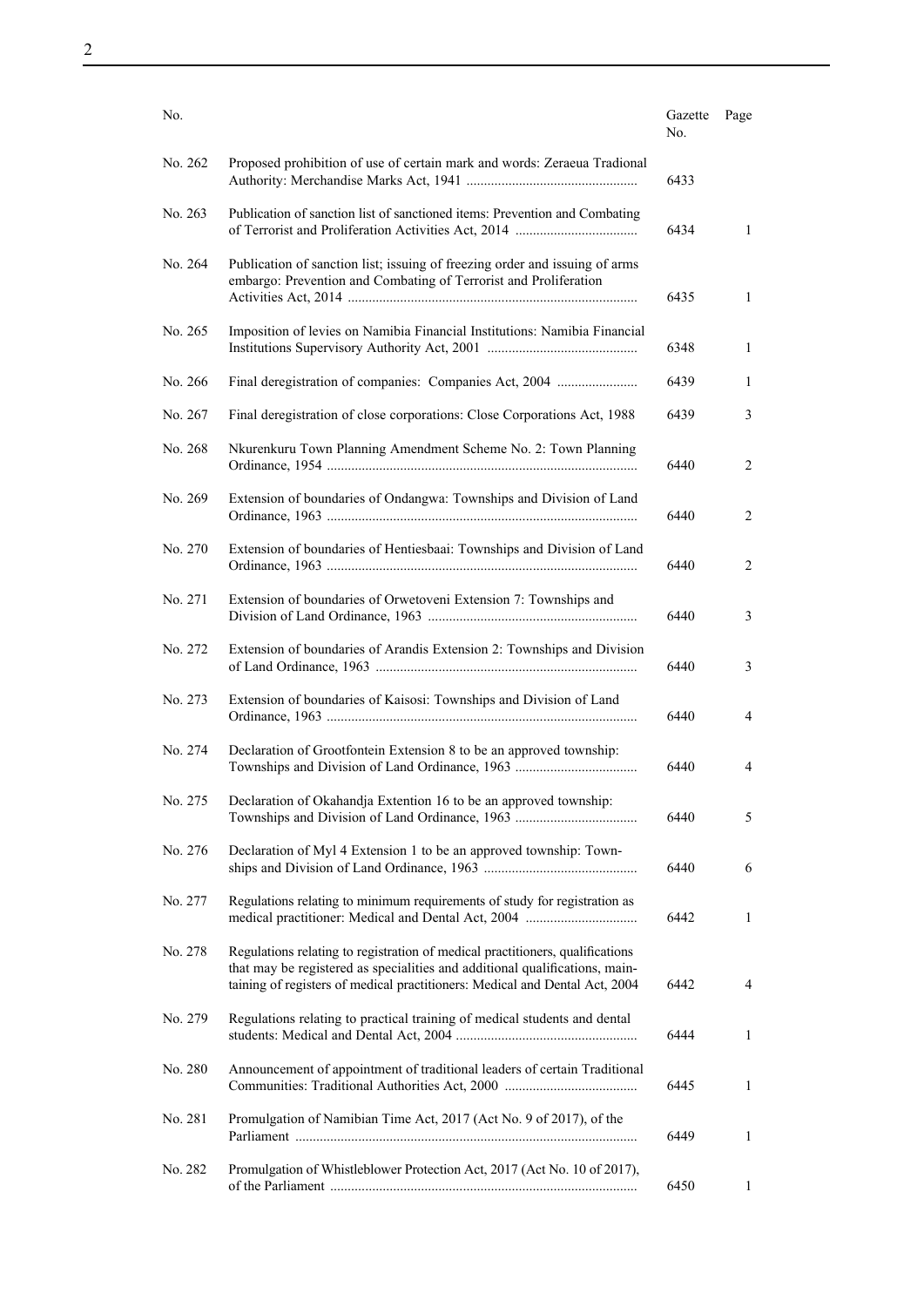| No. | | Gazette No. | Page |
|---|---|---|---|
| No. 262 | Proposed prohibition of use of certain mark and words: Zeraeua Tradional Authority: Merchandise Marks Act, 1941 ................................................ | 6433 | |
| No. 263 | Publication of sanction list of sanctioned items: Prevention and Combating of Terrorist and Proliferation Activities Act, 2014 .................................. | 6434 | 1 |
| No. 264 | Publication of sanction list; issuing of freezing order and issuing of arms embargo: Prevention and Combating of Terrorist and Proliferation Activities Act, 2014 .................................................................................. | 6435 | 1 |
| No. 265 | Imposition of levies on Namibia Financial Institutions: Namibia Financial Institutions Supervisory Authority Act, 2001 .......................................... | 6348 | 1 |
| No. 266 | Final deregistration of companies: Companies Act, 2004 ....................... | 6439 | 1 |
| No. 267 | Final deregistration of close corporations: Close Corporations Act, 1988 | 6439 | 3 |
| No. 268 | Nkurenkuru Town Planning Amendment Scheme No. 2: Town Planning Ordinance, 1954 ........................................................................................ | 6440 | 2 |
| No. 269 | Extension of boundaries of Ondangwa: Townships and Division of Land Ordinance, 1963 ........................................................................................ | 6440 | 2 |
| No. 270 | Extension of boundaries of Hentiesbaai: Townships and Division of Land Ordinance, 1963 ........................................................................................ | 6440 | 2 |
| No. 271 | Extension of boundaries of Orwetoveni Extension 7: Townships and Division of Land Ordinance, 1963 ........................................................... | 6440 | 3 |
| No. 272 | Extension of boundaries of Arandis Extension 2: Townships and Division of Land Ordinance, 1963 .......................................................................... | 6440 | 3 |
| No. 273 | Extension of boundaries of Kaisosi: Townships and Division of Land Ordinance, 1963 ........................................................................................ | 6440 | 4 |
| No. 274 | Declaration of Grootfontein Extension 8 to be an approved township: Townships and Division of Land Ordinance, 1963 .................................. | 6440 | 4 |
| No. 275 | Declaration of Okahandja Extention 16 to be an approved township: Townships and Division of Land Ordinance, 1963 .................................. | 6440 | 5 |
| No. 276 | Declaration of Myl 4 Extension 1 to be an approved township: Townships and Division of Land Ordinance, 1963 ........................................... | 6440 | 6 |
| No. 277 | Regulations relating to minimum requirements of study for registration as medical practitioner: Medical and Dental Act, 2004 ............................... | 6442 | 1 |
| No. 278 | Regulations relating to registration of medical practitioners, qualifications that may be registered as specialities and additional qualifications, maintaining of registers of medical practitioners: Medical and Dental Act, 2004 | 6442 | 4 |
| No. 279 | Regulations relating to practical training of medical students and dental students: Medical and Dental Act, 2004 .................................................. | 6444 | 1 |
| No. 280 | Announcement of appointment of traditional leaders of certain Traditional Communities: Traditional Authorities Act, 2000 ..................................... | 6445 | 1 |
| No. 281 | Promulgation of Namibian Time Act, 2017 (Act No. 9 of 2017), of the Parliament ................................................................................................ | 6449 | 1 |
| No. 282 | Promulgation of Whistleblower Protection Act, 2017 (Act No. 10 of 2017), of the Parliament ...................................................................................... | 6450 | 1 |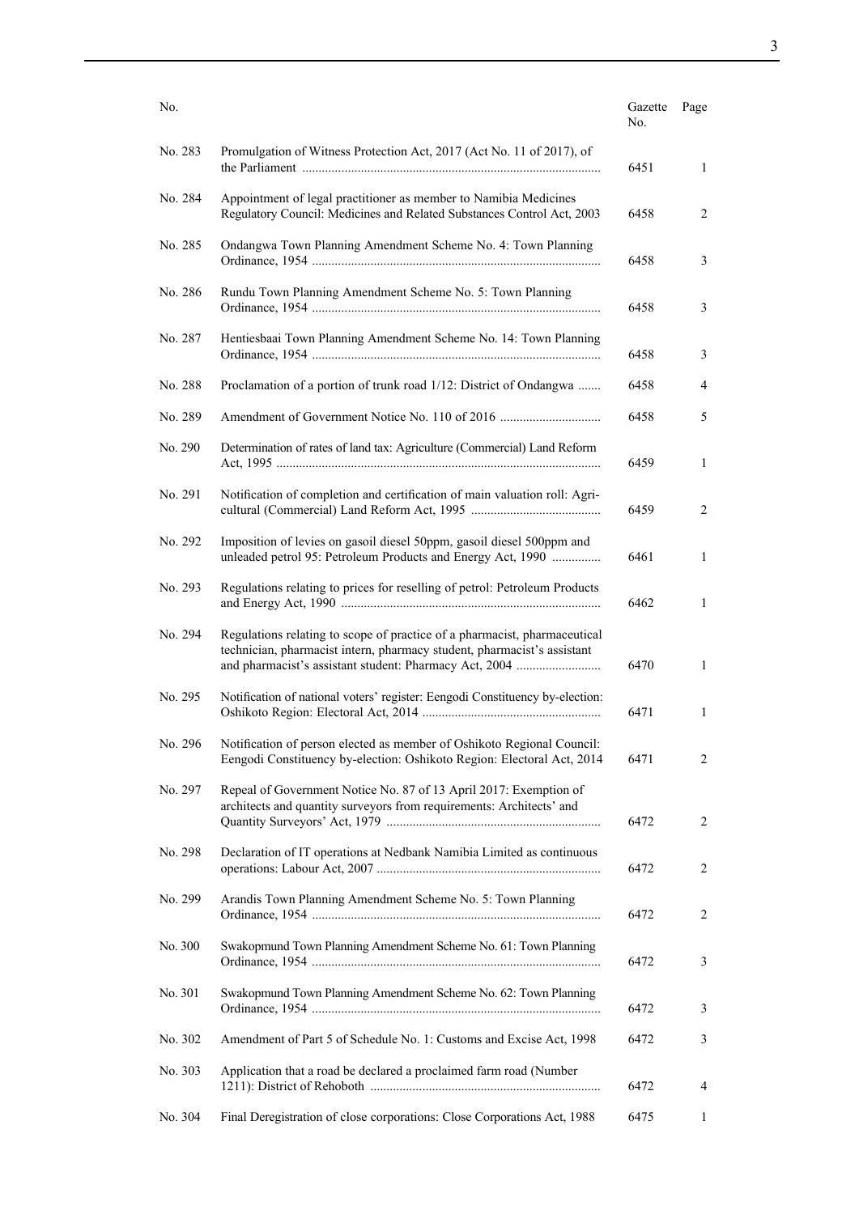| No. | | Gazette No. | Page |
|---|---|---|---|
| No. 283 | Promulgation of Witness Protection Act, 2017 (Act No. 11 of 2017), of the Parliament | 6451 | 1 |
| No. 284 | Appointment of legal practitioner as member to Namibia Medicines Regulatory Council: Medicines and Related Substances Control Act, 2003 | 6458 | 2 |
| No. 285 | Ondangwa Town Planning Amendment Scheme No. 4: Town Planning Ordinance, 1954 | 6458 | 3 |
| No. 286 | Rundu Town Planning Amendment Scheme No. 5: Town Planning Ordinance, 1954 | 6458 | 3 |
| No. 287 | Hentiesbaai Town Planning Amendment Scheme No. 14: Town Planning Ordinance, 1954 | 6458 | 3 |
| No. 288 | Proclamation of a portion of trunk road 1/12: District of Ondangwa | 6458 | 4 |
| No. 289 | Amendment of Government Notice No. 110 of 2016 | 6458 | 5 |
| No. 290 | Determination of rates of land tax: Agriculture (Commercial) Land Reform Act, 1995 | 6459 | 1 |
| No. 291 | Notification of completion and certification of main valuation roll: Agricultural (Commercial) Land Reform Act, 1995 | 6459 | 2 |
| No. 292 | Imposition of levies on gasoil diesel 50ppm, gasoil diesel 500ppm and unleaded petrol 95: Petroleum Products and Energy Act, 1990 | 6461 | 1 |
| No. 293 | Regulations relating to prices for reselling of petrol: Petroleum Products and Energy Act, 1990 | 6462 | 1 |
| No. 294 | Regulations relating to scope of practice of a pharmacist, pharmaceutical technician, pharmacist intern, pharmacy student, pharmacist's assistant and pharmacist's assistant student: Pharmacy Act, 2004 | 6470 | 1 |
| No. 295 | Notification of national voters' register: Eengodi Constituency by-election: Oshikoto Region: Electoral Act, 2014 | 6471 | 1 |
| No. 296 | Notification of person elected as member of Oshikoto Regional Council: Eengodi Constituency by-election: Oshikoto Region: Electoral Act, 2014 | 6471 | 2 |
| No. 297 | Repeal of Government Notice No. 87 of 13 April 2017: Exemption of architects and quantity surveyors from requirements: Architects' and Quantity Surveyors' Act, 1979 | 6472 | 2 |
| No. 298 | Declaration of IT operations at Nedbank Namibia Limited as continuous operations: Labour Act, 2007 | 6472 | 2 |
| No. 299 | Arandis Town Planning Amendment Scheme No. 5: Town Planning Ordinance, 1954 | 6472 | 2 |
| No. 300 | Swakopmund Town Planning Amendment Scheme No. 61: Town Planning Ordinance, 1954 | 6472 | 3 |
| No. 301 | Swakopmund Town Planning Amendment Scheme No. 62: Town Planning Ordinance, 1954 | 6472 | 3 |
| No. 302 | Amendment of Part 5 of Schedule No. 1: Customs and Excise Act, 1998 | 6472 | 3 |
| No. 303 | Application that a road be declared a proclaimed farm road (Number 1211): District of Rehoboth | 6472 | 4 |
| No. 304 | Final Deregistration of close corporations: Close Corporations Act, 1988 | 6475 | 1 |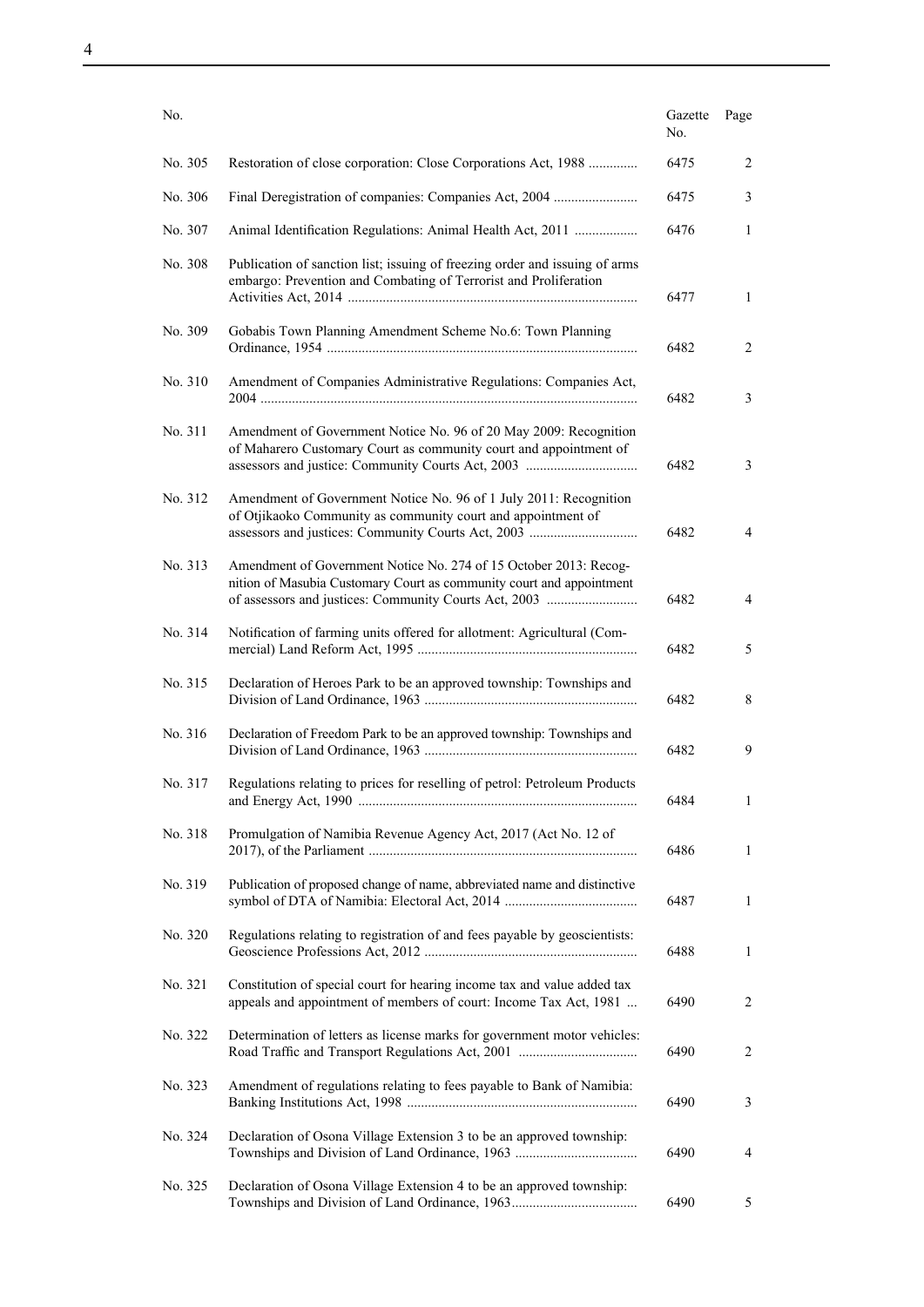| No. | | Gazette No. | Page |
|---|---|---|---|
| No. 305 | Restoration of close corporation: Close Corporations Act, 1988 .............. | 6475 | 2 |
| No. 306 | Final Deregistration of companies: Companies Act, 2004 ........................ | 6475 | 3 |
| No. 307 | Animal Identification Regulations: Animal Health Act, 2011 .................. | 6476 | 1 |
| No. 308 | Publication of sanction list; issuing of freezing order and issuing of arms embargo: Prevention and Combating of Terrorist and Proliferation Activities Act, 2014 .................................................................................. | 6477 | 1 |
| No. 309 | Gobabis Town Planning Amendment Scheme No.6: Town Planning Ordinance, 1954 ......................................................................................... | 6482 | 2 |
| No. 310 | Amendment of Companies Administrative Regulations: Companies Act, 2004 .......................................................................................................... | 6482 | 3 |
| No. 311 | Amendment of Government Notice No. 96 of 20 May 2009: Recognition of Maharero Customary Court as community court and appointment of assessors and justice: Community Courts Act, 2003 ............................... | 6482 | 3 |
| No. 312 | Amendment of Government Notice No. 96 of 1 July 2011: Recognition of Otjikaoko Community as community court and appointment of assessors and justices: Community Courts Act, 2003 .............................. | 6482 | 4 |
| No. 313 | Amendment of Government Notice No. 274 of 15 October 2013: Recognition of Masubia Customary Court as community court and appointment of assessors and justices: Community Courts Act, 2003 .......................... | 6482 | 4 |
| No. 314 | Notification of farming units offered for allotment: Agricultural (Commercial) Land Reform Act, 1995 .............................................................. | 6482 | 5 |
| No. 315 | Declaration of Heroes Park to be an approved township: Townships and Division of Land Ordinance, 1963 ............................................................ | 6482 | 8 |
| No. 316 | Declaration of Freedom Park to be an approved township: Townships and Division of Land Ordinance, 1963 ............................................................ | 6482 | 9 |
| No. 317 | Regulations relating to prices for reselling of petrol: Petroleum Products and Energy Act, 1990 ............................................................................... | 6484 | 1 |
| No. 318 | Promulgation of Namibia Revenue Agency Act, 2017 (Act No. 12 of 2017), of the Parliament ............................................................................ | 6486 | 1 |
| No. 319 | Publication of proposed change of name, abbreviated name and distinctive symbol of DTA of Namibia: Electoral Act, 2014 ...................................... | 6487 | 1 |
| No. 320 | Regulations relating to registration of and fees payable by geoscientists: Geoscience Professions Act, 2012 ............................................................ | 6488 | 1 |
| No. 321 | Constitution of special court for hearing income tax and value added tax appeals and appointment of members of court: Income Tax Act, 1981 ... | 6490 | 2 |
| No. 322 | Determination of letters as license marks for government motor vehicles: Road Traffic and Transport Regulations Act, 2001 ................................. | 6490 | 2 |
| No. 323 | Amendment of regulations relating to fees payable to Bank of Namibia: Banking Institutions Act, 1998 ................................................................. | 6490 | 3 |
| No. 324 | Declaration of Osona Village Extension 3 to be an approved township: Townships and Division of Land Ordinance, 1963 .................................. | 6490 | 4 |
| No. 325 | Declaration of Osona Village Extension 4 to be an approved township: Townships and Division of Land Ordinance, 1963.................................... | 6490 | 5 |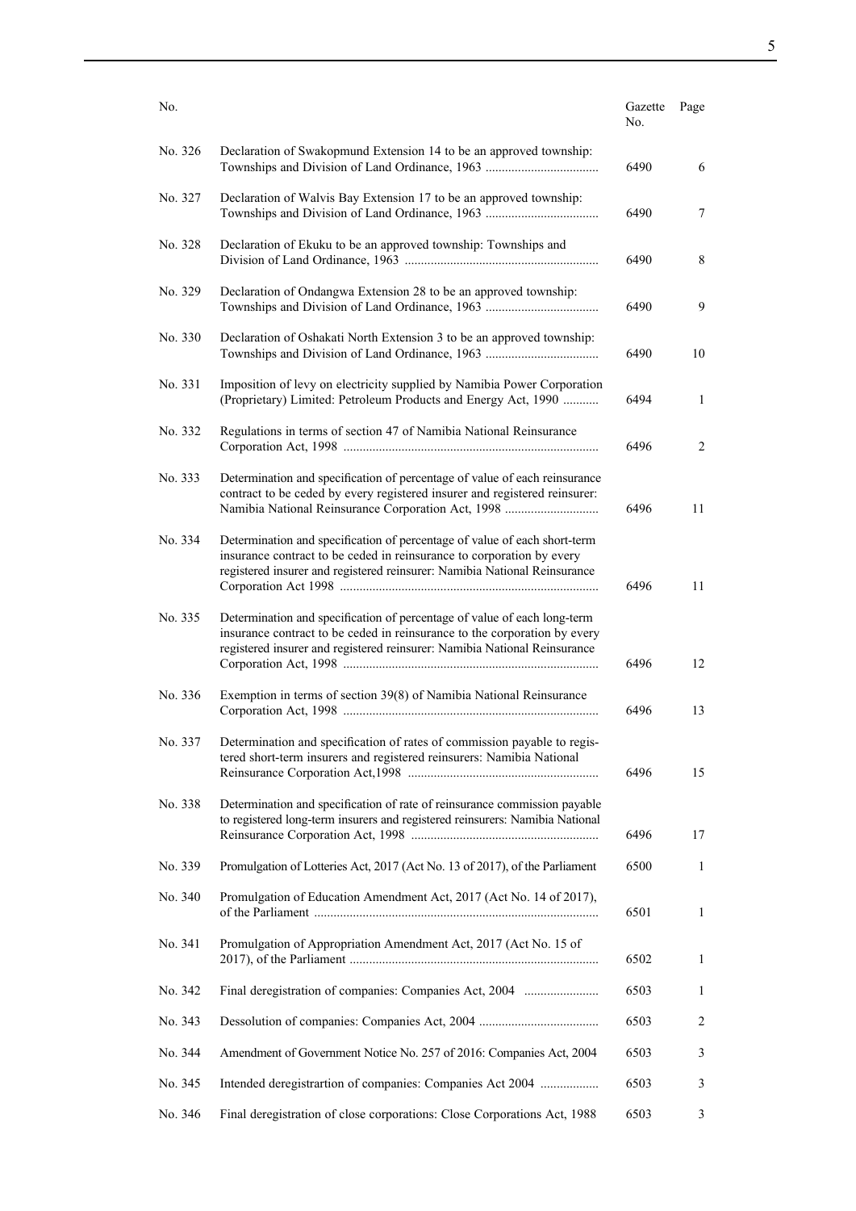| No. | | Gazette No. | Page |
|---|---|---|---|
| No. 326 | Declaration of Swakopmund Extension 14 to be an approved township: Townships and Division of Land Ordinance, 1963 .................................. | 6490 | 6 |
| No. 327 | Declaration of Walvis Bay Extension 17 to be an approved township: Townships and Division of Land Ordinance, 1963 .................................. | 6490 | 7 |
| No. 328 | Declaration of Ekuku to be an approved township: Townships and Division of Land Ordinance, 1963 ........................................................... | 6490 | 8 |
| No. 329 | Declaration of Ondangwa Extension 28 to be an approved township: Townships and Division of Land Ordinance, 1963 .................................. | 6490 | 9 |
| No. 330 | Declaration of Oshakati North Extension 3 to be an approved township: Townships and Division of Land Ordinance, 1963 .................................. | 6490 | 10 |
| No. 331 | Imposition of levy on electricity supplied by Namibia Power Corporation (Proprietary) Limited: Petroleum Products and Energy Act, 1990 ........... | 6494 | 1 |
| No. 332 | Regulations in terms of section 47 of Namibia National Reinsurance Corporation Act, 1998 .............................................................................. | 6496 | 2 |
| No. 333 | Determination and specification of percentage of value of each reinsurance contract to be ceded by every registered insurer and registered reinsurer: Namibia National Reinsurance Corporation Act, 1998 ............................ | 6496 | 11 |
| No. 334 | Determination and specification of percentage of value of each short-term insurance contract to be ceded in reinsurance to corporation by every registered insurer and registered reinsurer: Namibia National Reinsurance Corporation Act 1998 ............................................................................... | 6496 | 11 |
| No. 335 | Determination and specification of percentage of value of each long-term insurance contract to be ceded in reinsurance to the corporation by every registered insurer and registered reinsurer: Namibia National Reinsurance Corporation Act, 1998 .............................................................................. | 6496 | 12 |
| No. 336 | Exemption in terms of section 39(8) of Namibia National Reinsurance Corporation Act, 1998 .............................................................................. | 6496 | 13 |
| No. 337 | Determination and specification of rates of commission payable to registered short-term insurers and registered reinsurers: Namibia National Reinsurance Corporation Act,1998 .......................................................... | 6496 | 15 |
| No. 338 | Determination and specification of rate of reinsurance commission payable to registered long-term insurers and registered reinsurers: Namibia National Reinsurance Corporation Act, 1998 .......................................................... | 6496 | 17 |
| No. 339 | Promulgation of Lotteries Act, 2017 (Act No. 13 of 2017), of the Parliament | 6500 | 1 |
| No. 340 | Promulgation of Education Amendment Act, 2017 (Act No. 14 of 2017), of the Parliament ....................................................................................... | 6501 | 1 |
| No. 341 | Promulgation of Appropriation Amendment Act, 2017 (Act No. 15 of 2017), of the Parliament ............................................................................ | 6502 | 1 |
| No. 342 | Final deregistration of companies: Companies Act, 2004 ....................... | 6503 | 1 |
| No. 343 | Dessolution of companies: Companies Act, 2004 .................................... | 6503 | 2 |
| No. 344 | Amendment of Government Notice No. 257 of 2016: Companies Act, 2004 | 6503 | 3 |
| No. 345 | Intended deregistrartion of companies: Companies Act 2004 .................. | 6503 | 3 |
| No. 346 | Final deregistration of close corporations: Close Corporations Act, 1988 | 6503 | 3 |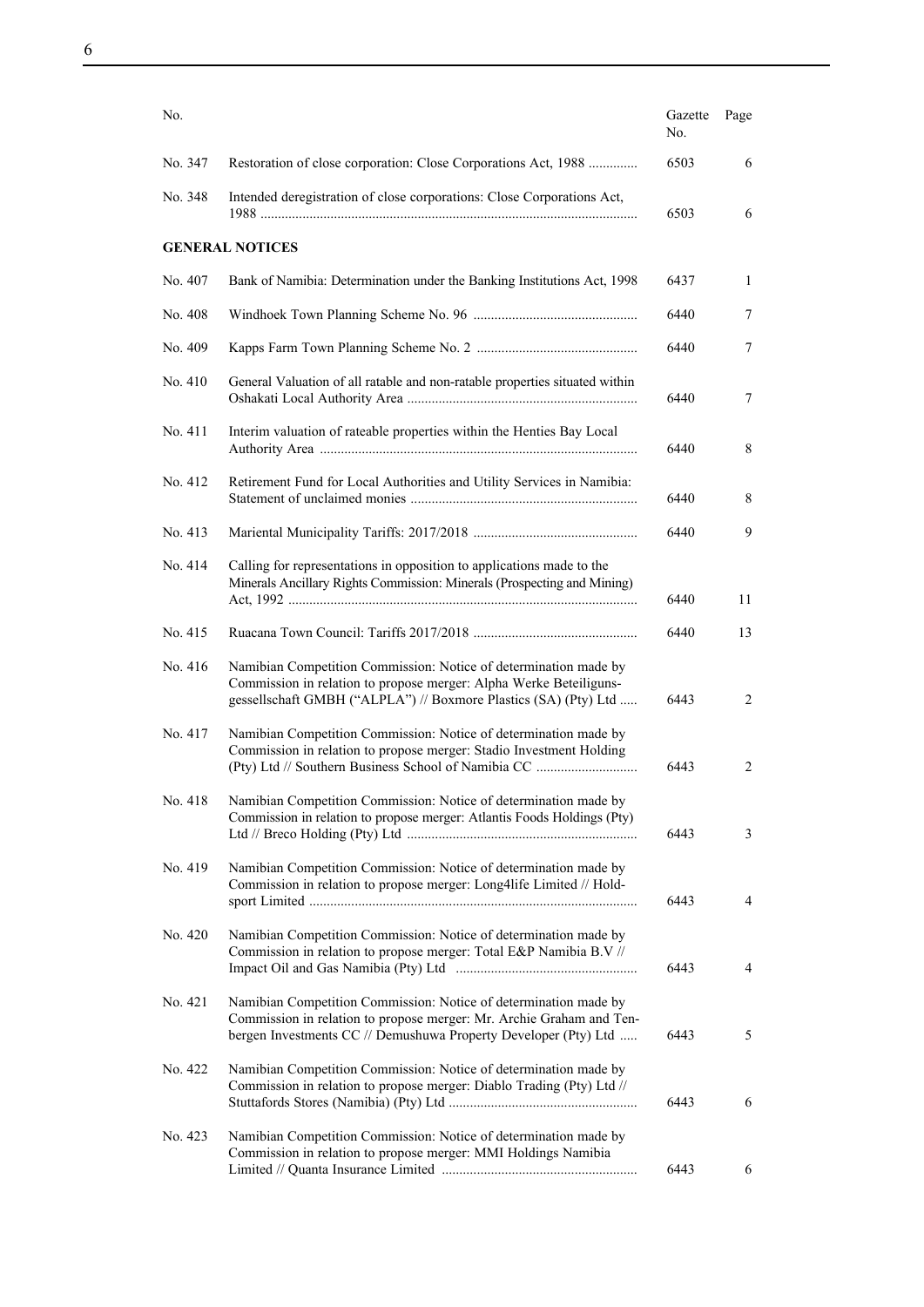| No. | | Gazette No. | Page |
|---|---|---|---|
| No. 347 | Restoration of close corporation: Close Corporations Act, 1988 .............. | 6503 | 6 |
| No. 348 | Intended deregistration of close corporations: Close Corporations Act, 1988 .......................................................................................................... | 6503 | 6 |

**GENERAL NOTICES**

| No. | | Gazette No. | Page |
|---|---|---|---|
| No. 407 | Bank of Namibia: Determination under the Banking Institutions Act, 1998 | 6437 | 1 |
| No. 408 | Windhoek Town Planning Scheme No. 96 .............................................. | 6440 | 7 |
| No. 409 | Kapps Farm Town Planning Scheme No. 2 ............................................. | 6440 | 7 |
| No. 410 | General Valuation of all ratable and non-ratable properties situated within Oshakati Local Authority Area ................................................................. | 6440 | 7 |
| No. 411 | Interim valuation of rateable properties within the Henties Bay Local Authority Area .......................................................................................... | 6440 | 8 |
| No. 412 | Retirement Fund for Local Authorities and Utility Services in Namibia: Statement of unclaimed monies ................................................................ | 6440 | 8 |
| No. 413 | Mariental Municipality Tariffs: 2017/2018 .............................................. | 6440 | 9 |
| No. 414 | Calling for representations in opposition to applications made to the Minerals Ancillary Rights Commission: Minerals (Prospecting and Mining) Act, 1992 .................................................................................................. | 6440 | 11 |
| No. 415 | Ruacana Town Council: Tariffs 2017/2018 .............................................. | 6440 | 13 |
| No. 416 | Namibian Competition Commission: Notice of determination made by Commission in relation to propose merger: Alpha Werke Beteiliguns-gesellschaft GMBH ("ALPLA") // Boxmore Plastics (SA) (Pty) Ltd ..... | 6443 | 2 |
| No. 417 | Namibian Competition Commission: Notice of determination made by Commission in relation to propose merger: Stadio Investment Holding (Pty) Ltd // Southern Business School of Namibia CC ............................ | 6443 | 2 |
| No. 418 | Namibian Competition Commission: Notice of determination made by Commission in relation to propose merger: Atlantis Foods Holdings (Pty) Ltd // Breco Holding (Pty) Ltd ................................................................. | 6443 | 3 |
| No. 419 | Namibian Competition Commission: Notice of determination made by Commission in relation to propose merger: Long4life Limited // Hold-sport Limited ............................................................................................ | 6443 | 4 |
| No. 420 | Namibian Competition Commission: Notice of determination made by Commission in relation to propose merger: Total E&P Namibia B.V // Impact Oil and Gas Namibia (Pty) Ltd .................................................... | 6443 | 4 |
| No. 421 | Namibian Competition Commission: Notice of determination made by Commission in relation to propose merger: Mr. Archie Graham and Ten-bergen Investments CC // Demushuwa Property Developer (Pty) Ltd ..... | 6443 | 5 |
| No. 422 | Namibian Competition Commission: Notice of determination made by Commission in relation to propose merger: Diablo Trading (Pty) Ltd // Stuttafords Stores (Namibia) (Pty) Ltd ..................................................... | 6443 | 6 |
| No. 423 | Namibian Competition Commission: Notice of determination made by Commission in relation to propose merger: MMI Holdings Namibia Limited // Quanta Insurance Limited ....................................................... | 6443 | 6 |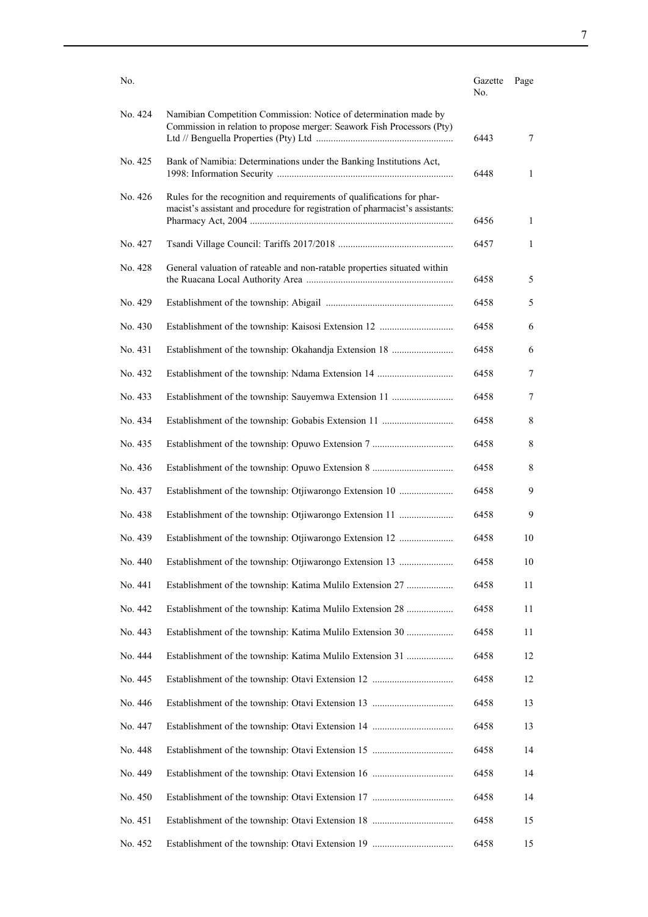| No. | | Gazette No. | Page |
|---|---|---|---|
| No. 424 | Namibian Competition Commission: Notice of determination made by Commission in relation to propose merger: Seawork Fish Processors (Pty) Ltd // Benguella Properties (Pty) Ltd | 6443 | 7 |
| No. 425 | Bank of Namibia: Determinations under the Banking Institutions Act, 1998: Information Security | 6448 | 1 |
| No. 426 | Rules for the recognition and requirements of qualifications for pharmacist's assistant and procedure for registration of pharmacist's assistants: Pharmacy Act, 2004 | 6456 | 1 |
| No. 427 | Tsandi Village Council: Tariffs 2017/2018 | 6457 | 1 |
| No. 428 | General valuation of rateable and non-ratable properties situated within the Ruacana Local Authority Area | 6458 | 5 |
| No. 429 | Establishment of the township: Abigail | 6458 | 5 |
| No. 430 | Establishment of the township: Kaisosi Extension 12 | 6458 | 6 |
| No. 431 | Establishment of the township: Okahandja Extension 18 | 6458 | 6 |
| No. 432 | Establishment of the township: Ndama Extension 14 | 6458 | 7 |
| No. 433 | Establishment of the township: Sauyemwa Extension 11 | 6458 | 7 |
| No. 434 | Establishment of the township: Gobabis Extension 11 | 6458 | 8 |
| No. 435 | Establishment of the township: Opuwo Extension 7 | 6458 | 8 |
| No. 436 | Establishment of the township: Opuwo Extension 8 | 6458 | 8 |
| No. 437 | Establishment of the township: Otjiwarongo Extension 10 | 6458 | 9 |
| No. 438 | Establishment of the township: Otjiwarongo Extension 11 | 6458 | 9 |
| No. 439 | Establishment of the township: Otjiwarongo Extension 12 | 6458 | 10 |
| No. 440 | Establishment of the township: Otjiwarongo Extension 13 | 6458 | 10 |
| No. 441 | Establishment of the township: Katima Mulilo Extension 27 | 6458 | 11 |
| No. 442 | Establishment of the township: Katima Mulilo Extension 28 | 6458 | 11 |
| No. 443 | Establishment of the township: Katima Mulilo Extension 30 | 6458 | 11 |
| No. 444 | Establishment of the township: Katima Mulilo Extension 31 | 6458 | 12 |
| No. 445 | Establishment of the township: Otavi Extension 12 | 6458 | 12 |
| No. 446 | Establishment of the township: Otavi Extension 13 | 6458 | 13 |
| No. 447 | Establishment of the township: Otavi Extension 14 | 6458 | 13 |
| No. 448 | Establishment of the township: Otavi Extension 15 | 6458 | 14 |
| No. 449 | Establishment of the township: Otavi Extension 16 | 6458 | 14 |
| No. 450 | Establishment of the township: Otavi Extension 17 | 6458 | 14 |
| No. 451 | Establishment of the township: Otavi Extension 18 | 6458 | 15 |
| No. 452 | Establishment of the township: Otavi Extension 19 | 6458 | 15 |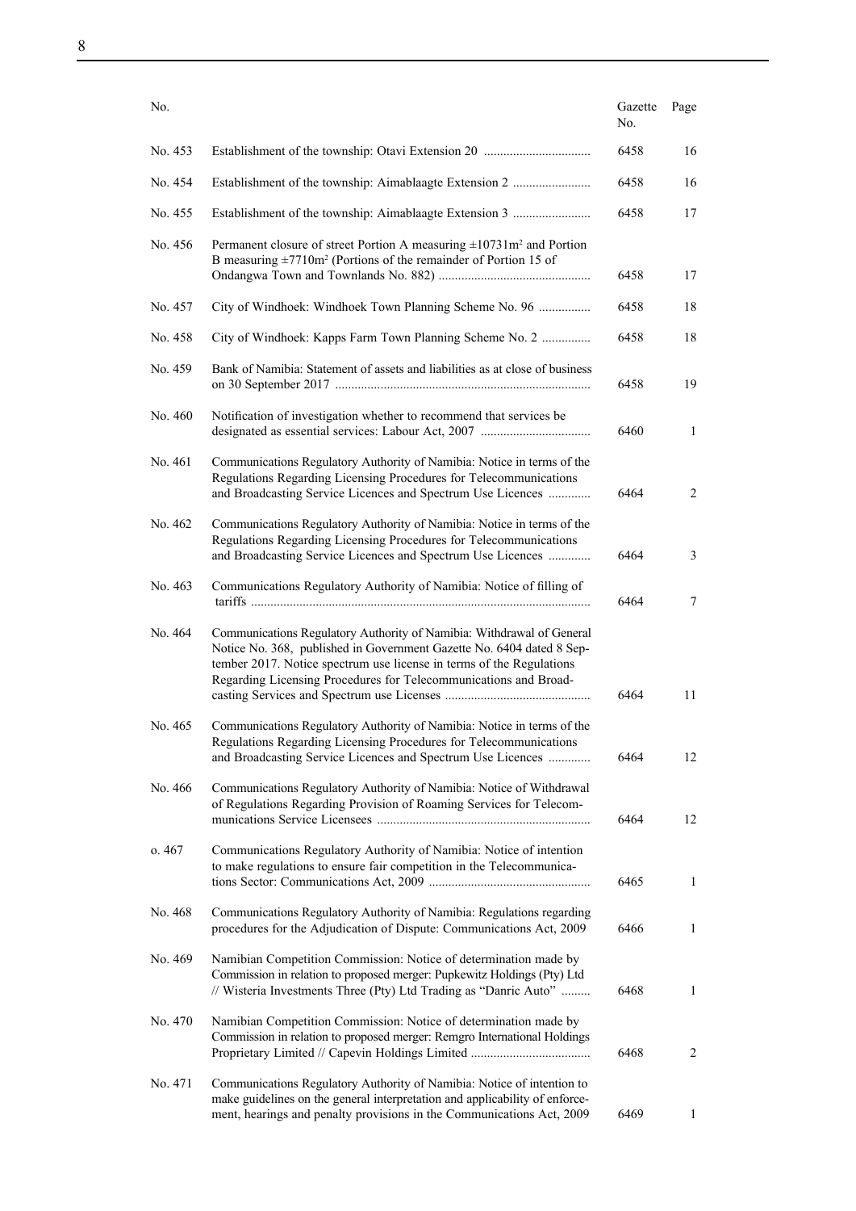| No. | | Gazette No. | Page |
|---|---|---|---|
| No. 453 | Establishment of the township: Otavi Extension 20 ................................ | 6458 | 16 |
| No. 454 | Establishment of the township: Aimablaagte Extension 2 ....................... | 6458 | 16 |
| No. 455 | Establishment of the township: Aimablaagte Extension 3 ....................... | 6458 | 17 |
| No. 456 | Permanent closure of street Portion A measuring ±10731m² and Portion B measuring ±7710m² (Portions of the remainder of Portion 15 of Ondangwa Town and Townlands No. 882) .............................................. | 6458 | 17 |
| No. 457 | City of Windhoek: Windhoek Town Planning Scheme No. 96 ................ | 6458 | 18 |
| No. 458 | City of Windhoek: Kapps Farm Town Planning Scheme No. 2 .............. | 6458 | 18 |
| No. 459 | Bank of Namibia: Statement of assets and liabilities as at close of business on 30 September 2017 .............................................................................. | 6458 | 19 |
| No. 460 | Notification of investigation whether to recommend that services be designated as essential services: Labour Act, 2007 ................................. | 6460 | 1 |
| No. 461 | Communications Regulatory Authority of Namibia: Notice in terms of the Regulations Regarding Licensing Procedures for Telecommunications and Broadcasting Service Licences and Spectrum Use Licences ............. | 6464 | 2 |
| No. 462 | Communications Regulatory Authority of Namibia: Notice in terms of the Regulations Regarding Licensing Procedures for Telecommunications and Broadcasting Service Licences and Spectrum Use Licences ............ | 6464 | 3 |
| No. 463 | Communications Regulatory Authority of Namibia: Notice of filling of tariffs ........................................................................................................ | 6464 | 7 |
| No. 464 | Communications Regulatory Authority of Namibia: Withdrawal of General Notice No. 368, published in Government Gazette No. 6404 dated 8 September 2017. Notice spectrum use license in terms of the Regulations Regarding Licensing Procedures for Telecommunications and Broadcasting Services and Spectrum use Licenses ............................................ | 6464 | 11 |
| No. 465 | Communications Regulatory Authority of Namibia: Notice in terms of the Regulations Regarding Licensing Procedures for Telecommunications and Broadcasting Service Licences and Spectrum Use Licences ............ | 6464 | 12 |
| No. 466 | Communications Regulatory Authority of Namibia: Notice of Withdrawal of Regulations Regarding Provision of Roaming Services for Telecommunications Service Licensees ................................................................. | 6464 | 12 |
| o. 467 | Communications Regulatory Authority of Namibia: Notice of intention to make regulations to ensure fair competition in the Telecommunications Sector: Communications Act, 2009 ................................................. | 6465 | 1 |
| No. 468 | Communications Regulatory Authority of Namibia: Regulations regarding procedures for the Adjudication of Dispute: Communications Act, 2009 | 6466 | 1 |
| No. 469 | Namibian Competition Commission: Notice of determination made by Commission in relation to proposed merger: Pupkewitz Holdings (Pty) Ltd // Wisteria Investments Three (Pty) Ltd Trading as "Danric Auto" ......... | 6468 | 1 |
| No. 470 | Namibian Competition Commission: Notice of determination made by Commission in relation to proposed merger: Remgro International Holdings Proprietary Limited // Capevin Holdings Limited .................................... | 6468 | 2 |
| No. 471 | Communications Regulatory Authority of Namibia: Notice of intention to make guidelines on the general interpretation and applicability of enforcement, hearings and penalty provisions in the Communications Act, 2009 | 6469 | 1 |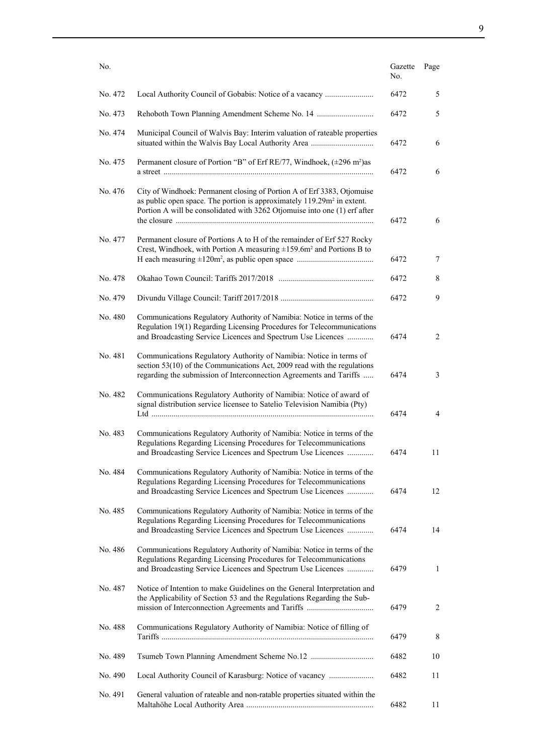| No. | | Gazette No. | Page |
|---|---|---|---|
| No. 472 | Local Authority Council of Gobabis: Notice of a vacancy ........................ | 6472 | 5 |
| No. 473 | Rehoboth Town Planning Amendment Scheme No. 14 ............................ | 6472 | 5 |
| No. 474 | Municipal Council of Walvis Bay: Interim valuation of rateable properties situated within the Walvis Bay Local Authority Area ............................... | 6472 | 6 |
| No. 475 | Permanent closure of Portion "B" of Erf RE/77, Windhoek, (±296 m²)as a street ........................................................................................................ | 6472 | 6 |
| No. 476 | City of Windhoek: Permanent closing of Portion A of Erf 3383, Otjomuise as public open space. The portion is approximately 119.29m² in extent. Portion A will be consolidated with 3262 Otjomuise into one (1) erf after the closure .................................................................................................. | 6472 | 6 |
| No. 477 | Permanent closure of Portions A to H of the remainder of Erf 527 Rocky Crest, Windhoek, with Portion A measuring ±159.6m² and Portions B to H each measuring ±120m², as public open space ...................................... | 6472 | 7 |
| No. 478 | Okahao Town Council: Tariffs 2017/2018 ............................................... | 6472 | 8 |
| No. 479 | Divundu Village Council: Tariff 2017/2018 .............................................. | 6472 | 9 |
| No. 480 | Communications Regulatory Authority of Namibia: Notice in terms of the Regulation 19(1) Regarding Licensing Procedures for Telecommunications and Broadcasting Service Licences and Spectrum Use Licences ............. | 6474 | 2 |
| No. 481 | Communications Regulatory Authority of Namibia: Notice in terms of section 53(10) of the Communications Act, 2009 read with the regulations regarding the submission of Interconnection Agreements and Tariffs ..... | 6474 | 3 |
| No. 482 | Communications Regulatory Authority of Namibia: Notice of award of signal distribution service licensee to Satelio Television Namibia (Pty) Ltd .............................................................................................................. | 6474 | 4 |
| No. 483 | Communications Regulatory Authority of Namibia: Notice in terms of the Regulations Regarding Licensing Procedures for Telecommunications and Broadcasting Service Licences and Spectrum Use Licences ............. | 6474 | 11 |
| No. 484 | Communications Regulatory Authority of Namibia: Notice in terms of the Regulations Regarding Licensing Procedures for Telecommunications and Broadcasting Service Licences and Spectrum Use Licences ............. | 6474 | 12 |
| No. 485 | Communications Regulatory Authority of Namibia: Notice in terms of the Regulations Regarding Licensing Procedures for Telecommunications and Broadcasting Service Licences and Spectrum Use Licences ............. | 6474 | 14 |
| No. 486 | Communications Regulatory Authority of Namibia: Notice in terms of the Regulations Regarding Licensing Procedures for Telecommunications and Broadcasting Service Licences and Spectrum Use Licences ............. | 6479 | 1 |
| No. 487 | Notice of Intention to make Guidelines on the General Interpretation and the Applicability of Section 53 and the Regulations Regarding the Submission of Interconnection Agreements and Tariffs ................................. | 6479 | 2 |
| No. 488 | Communications Regulatory Authority of Namibia: Notice of filling of Tariffs .......................................................................................................... | 6479 | 8 |
| No. 489 | Tsumeb Town Planning Amendment Scheme No.12 ............................... | 6482 | 10 |
| No. 490 | Local Authority Council of Karasburg: Notice of vacancy ...................... | 6482 | 11 |
| No. 491 | General valuation of rateable and non-ratable properties situated within the Maltahöhe Local Authority Area ............................................................... | 6482 | 11 |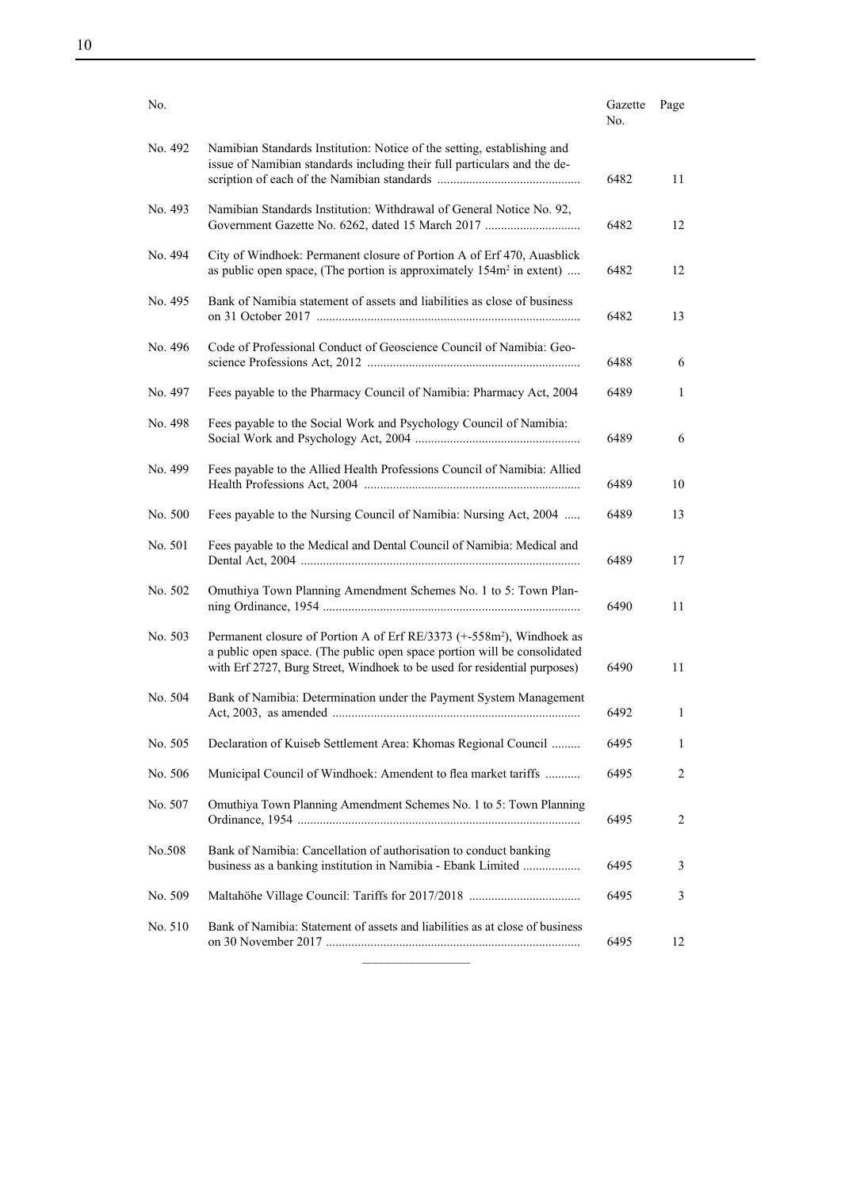| No. | | Gazette No. | Page |
|---|---|---|---|
| No. 492 | Namibian Standards Institution: Notice of the setting, establishing and issue of Namibian standards including their full particulars and the description of each of the Namibian standards ............................................ | 6482 | 11 |
| No. 493 | Namibian Standards Institution: Withdrawal of General Notice No. 92, Government Gazette No. 6262, dated 15 March 2017 ............................. | 6482 | 12 |
| No. 494 | City of Windhoek: Permanent closure of Portion A of Erf 470, Auasblick as public open space, (The portion is approximately 154m² in extent) .... | 6482 | 12 |
| No. 495 | Bank of Namibia statement of assets and liabilities as close of business on 31 October 2017 .................................................................................. | 6482 | 13 |
| No. 496 | Code of Professional Conduct of Geoscience Council of Namibia: Geoscience Professions Act, 2012 .................................................................. | 6488 | 6 |
| No. 497 | Fees payable to the Pharmacy Council of Namibia: Pharmacy Act, 2004 | 6489 | 1 |
| No. 498 | Fees payable to the Social Work and Psychology Council of Namibia: Social Work and Psychology Act, 2004 .................................................... | 6489 | 6 |
| No. 499 | Fees payable to the Allied Health Professions Council of Namibia: Allied Health Professions Act, 2004 ................................................................... | 6489 | 10 |
| No. 500 | Fees payable to the Nursing Council of Namibia: Nursing Act, 2004 ..... | 6489 | 13 |
| No. 501 | Fees payable to the Medical and Dental Council of Namibia: Medical and Dental Act, 2004 ........................................................................................ | 6489 | 17 |
| No. 502 | Omuthiya Town Planning Amendment Schemes No. 1 to 5: Town Planning Ordinance, 1954 ................................................................................ | 6490 | 11 |
| No. 503 | Permanent closure of Portion A of Erf RE/3373 (+-558m²), Windhoek as a public open space. (The public open space portion will be consolidated with Erf 2727, Burg Street, Windhoek to be used for residential purposes) | 6490 | 11 |
| No. 504 | Bank of Namibia: Determination under the Payment System Management Act, 2003, as amended ............................................................................. | 6492 | 1 |
| No. 505 | Declaration of Kuiseb Settlement Area: Khomas Regional Council ......... | 6495 | 1 |
| No. 506 | Municipal Council of Windhoek: Amendent to flea market tariffs ........... | 6495 | 2 |
| No. 507 | Omuthiya Town Planning Amendment Schemes No. 1 to 5: Town Planning Ordinance, 1954 ........................................................................................ | 6495 | 2 |
| No.508 | Bank of Namibia: Cancellation of authorisation to conduct banking business as a banking institution in Namibia - Ebank Limited .................. | 6495 | 3 |
| No. 509 | Maltahöhe Village Council: Tariffs for 2017/2018 ................................... | 6495 | 3 |
| No. 510 | Bank of Namibia: Statement of assets and liabilities as at close of business on 30 November 2017 ............................................................................... | 6495 | 12 |